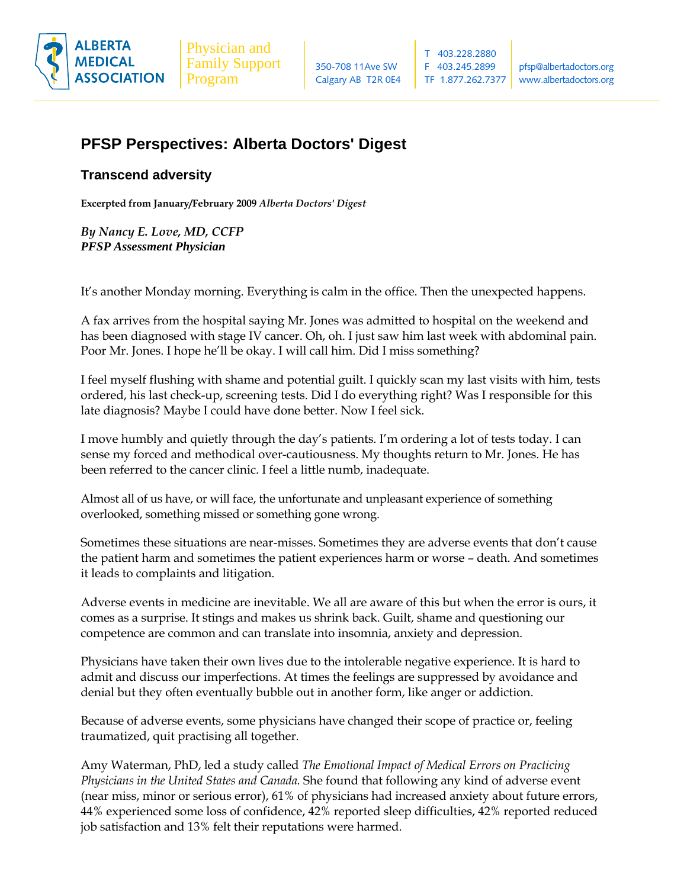ALBERTA MEDICAL ASSOCIATION

Physician and Family Support Program

350-708 11Ave SW
Calgary AB T2R 0E4

T 403.228.2880
F 403.245.2899
TF 1.877.262.7377

pfsp@albertadoctors.org
www.albertadoctors.org

# PFSP Perspectives: Alberta Doctors' Digest

## Transcend adversity

**Excerpted from January/February 2009 *Alberta Doctors' Digest***

***By Nancy E. Love, MD, CCFP***
***PFSP Assessment Physician***

It's another Monday morning. Everything is calm in the office. Then the unexpected happens.

A fax arrives from the hospital saying Mr. Jones was admitted to hospital on the weekend and has been diagnosed with stage IV cancer. Oh, oh. I just saw him last week with abdominal pain. Poor Mr. Jones. I hope he'll be okay. I will call him. Did I miss something?

I feel myself flushing with shame and potential guilt. I quickly scan my last visits with him, tests ordered, his last check-up, screening tests. Did I do everything right? Was I responsible for this late diagnosis? Maybe I could have done better. Now I feel sick.

I move humbly and quietly through the day's patients. I'm ordering a lot of tests today. I can sense my forced and methodical over-cautiousness. My thoughts return to Mr. Jones. He has been referred to the cancer clinic. I feel a little numb, inadequate.

Almost all of us have, or will face, the unfortunate and unpleasant experience of something overlooked, something missed or something gone wrong.

Sometimes these situations are near-misses. Sometimes they are adverse events that don't cause the patient harm and sometimes the patient experiences harm or worse – death. And sometimes it leads to complaints and litigation.

Adverse events in medicine are inevitable. We all are aware of this but when the error is ours, it comes as a surprise. It stings and makes us shrink back. Guilt, shame and questioning our competence are common and can translate into insomnia, anxiety and depression.

Physicians have taken their own lives due to the intolerable negative experience. It is hard to admit and discuss our imperfections. At times the feelings are suppressed by avoidance and denial but they often eventually bubble out in another form, like anger or addiction.

Because of adverse events, some physicians have changed their scope of practice or, feeling traumatized, quit practising all together.

Amy Waterman, PhD, led a study called *The Emotional Impact of Medical Errors on Practicing Physicians in the United States and Canada.* She found that following any kind of adverse event (near miss, minor or serious error), 61% of physicians had increased anxiety about future errors, 44% experienced some loss of confidence, 42% reported sleep difficulties, 42% reported reduced job satisfaction and 13% felt their reputations were harmed.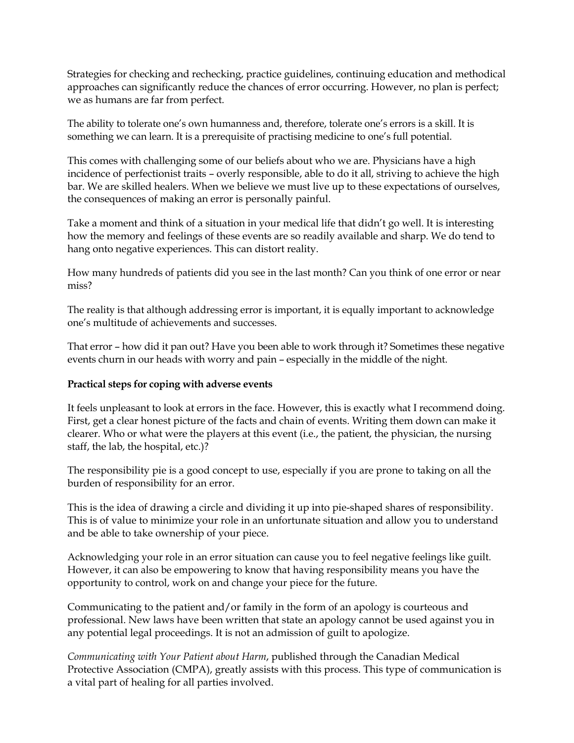Strategies for checking and rechecking, practice guidelines, continuing education and methodical approaches can significantly reduce the chances of error occurring. However, no plan is perfect; we as humans are far from perfect.

The ability to tolerate one's own humanness and, therefore, tolerate one's errors is a skill. It is something we can learn. It is a prerequisite of practising medicine to one's full potential.

This comes with challenging some of our beliefs about who we are. Physicians have a high incidence of perfectionist traits – overly responsible, able to do it all, striving to achieve the high bar. We are skilled healers. When we believe we must live up to these expectations of ourselves, the consequences of making an error is personally painful.

Take a moment and think of a situation in your medical life that didn't go well. It is interesting how the memory and feelings of these events are so readily available and sharp. We do tend to hang onto negative experiences. This can distort reality.

How many hundreds of patients did you see in the last month? Can you think of one error or near miss?

The reality is that although addressing error is important, it is equally important to acknowledge one's multitude of achievements and successes.

That error – how did it pan out? Have you been able to work through it? Sometimes these negative events churn in our heads with worry and pain – especially in the middle of the night.

**Practical steps for coping with adverse events**

It feels unpleasant to look at errors in the face. However, this is exactly what I recommend doing. First, get a clear honest picture of the facts and chain of events. Writing them down can make it clearer. Who or what were the players at this event (i.e., the patient, the physician, the nursing staff, the lab, the hospital, etc.)?

The responsibility pie is a good concept to use, especially if you are prone to taking on all the burden of responsibility for an error.

This is the idea of drawing a circle and dividing it up into pie-shaped shares of responsibility. This is of value to minimize your role in an unfortunate situation and allow you to understand and be able to take ownership of your piece.

Acknowledging your role in an error situation can cause you to feel negative feelings like guilt. However, it can also be empowering to know that having responsibility means you have the opportunity to control, work on and change your piece for the future.

Communicating to the patient and/or family in the form of an apology is courteous and professional. New laws have been written that state an apology cannot be used against you in any potential legal proceedings. It is not an admission of guilt to apologize.

*Communicating with Your Patient about Harm*, published through the Canadian Medical Protective Association (CMPA), greatly assists with this process. This type of communication is a vital part of healing for all parties involved.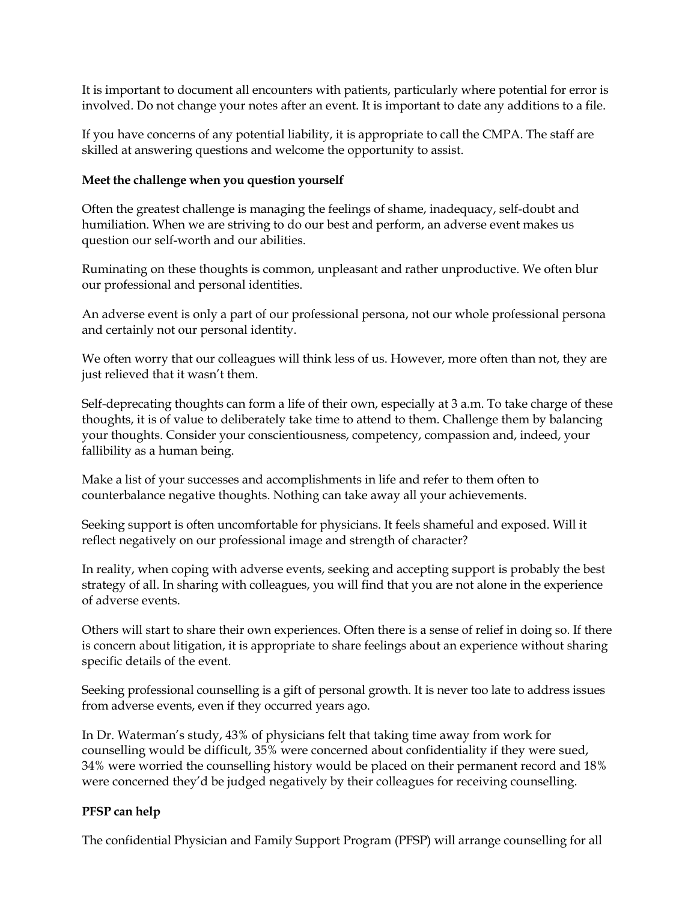It is important to document all encounters with patients, particularly where potential for error is involved. Do not change your notes after an event. It is important to date any additions to a file.

If you have concerns of any potential liability, it is appropriate to call the CMPA. The staff are skilled at answering questions and welcome the opportunity to assist.

**Meet the challenge when you question yourself**

Often the greatest challenge is managing the feelings of shame, inadequacy, self-doubt and humiliation. When we are striving to do our best and perform, an adverse event makes us question our self-worth and our abilities.

Ruminating on these thoughts is common, unpleasant and rather unproductive. We often blur our professional and personal identities.

An adverse event is only a part of our professional persona, not our whole professional persona and certainly not our personal identity.

We often worry that our colleagues will think less of us. However, more often than not, they are just relieved that it wasn't them.

Self-deprecating thoughts can form a life of their own, especially at 3 a.m. To take charge of these thoughts, it is of value to deliberately take time to attend to them. Challenge them by balancing your thoughts. Consider your conscientiousness, competency, compassion and, indeed, your fallibility as a human being.

Make a list of your successes and accomplishments in life and refer to them often to counterbalance negative thoughts. Nothing can take away all your achievements.

Seeking support is often uncomfortable for physicians. It feels shameful and exposed. Will it reflect negatively on our professional image and strength of character?

In reality, when coping with adverse events, seeking and accepting support is probably the best strategy of all. In sharing with colleagues, you will find that you are not alone in the experience of adverse events.

Others will start to share their own experiences. Often there is a sense of relief in doing so. If there is concern about litigation, it is appropriate to share feelings about an experience without sharing specific details of the event.

Seeking professional counselling is a gift of personal growth. It is never too late to address issues from adverse events, even if they occurred years ago.

In Dr. Waterman's study, 43% of physicians felt that taking time away from work for counselling would be difficult, 35% were concerned about confidentiality if they were sued, 34% were worried the counselling history would be placed on their permanent record and 18% were concerned they'd be judged negatively by their colleagues for receiving counselling.

**PFSP can help**

The confidential Physician and Family Support Program (PFSP) will arrange counselling for all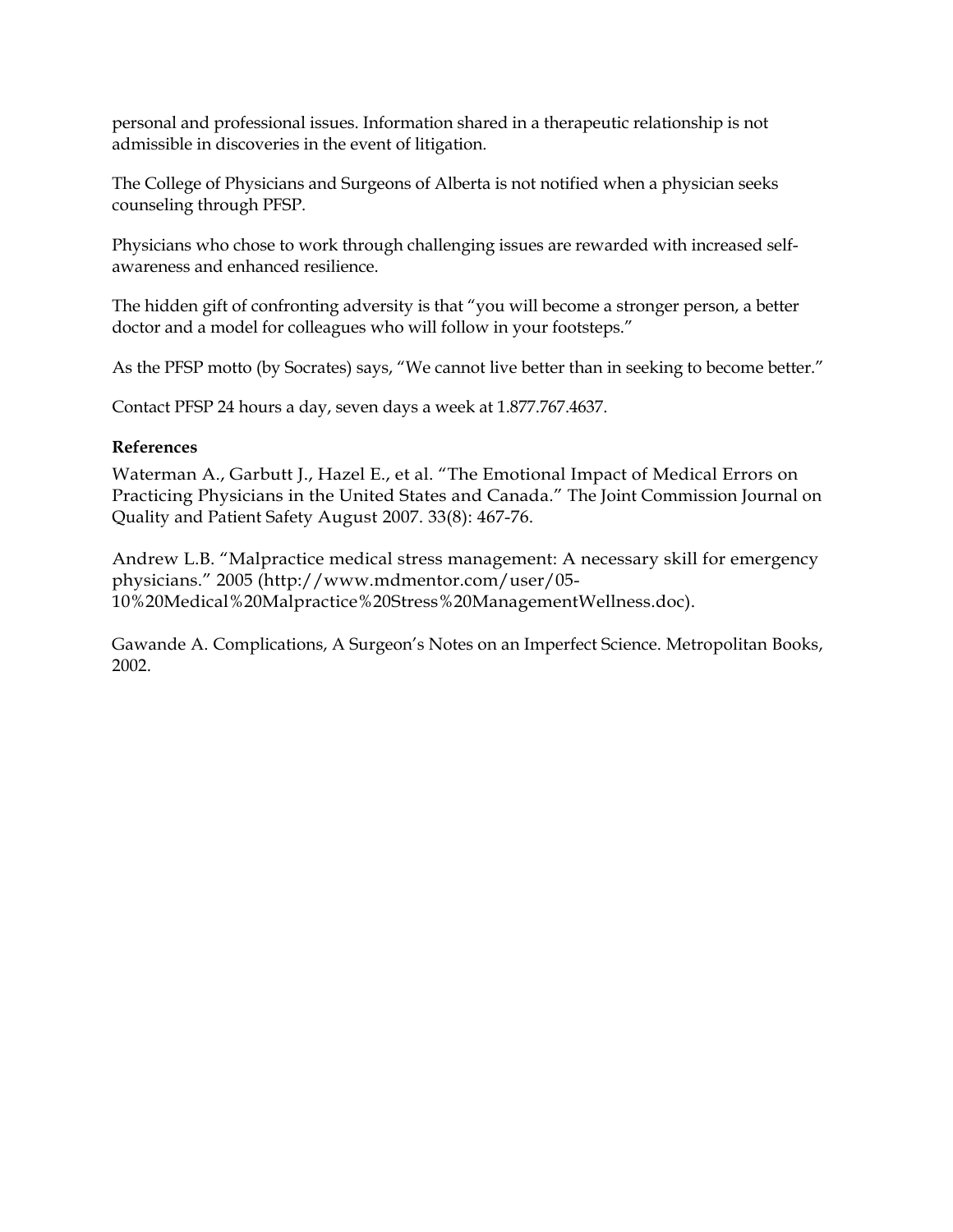personal and professional issues. Information shared in a therapeutic relationship is not admissible in discoveries in the event of litigation.

The College of Physicians and Surgeons of Alberta is not notified when a physician seeks counseling through PFSP.

Physicians who chose to work through challenging issues are rewarded with increased self-awareness and enhanced resilience.

The hidden gift of confronting adversity is that "you will become a stronger person, a better doctor and a model for colleagues who will follow in your footsteps."

As the PFSP motto (by Socrates) says, "We cannot live better than in seeking to become better."

Contact PFSP 24 hours a day, seven days a week at 1.877.767.4637.

**References**

Waterman A., Garbutt J., Hazel E., et al. "The Emotional Impact of Medical Errors on Practicing Physicians in the United States and Canada." The Joint Commission Journal on Quality and Patient Safety August 2007. 33(8): 467-76.

Andrew L.B. "Malpractice medical stress management: A necessary skill for emergency physicians." 2005 (http://www.mdmentor.com/user/05-10%20Medical%20Malpractice%20Stress%20ManagementWellness.doc).

Gawande A. Complications, A Surgeon's Notes on an Imperfect Science. Metropolitan Books, 2002.